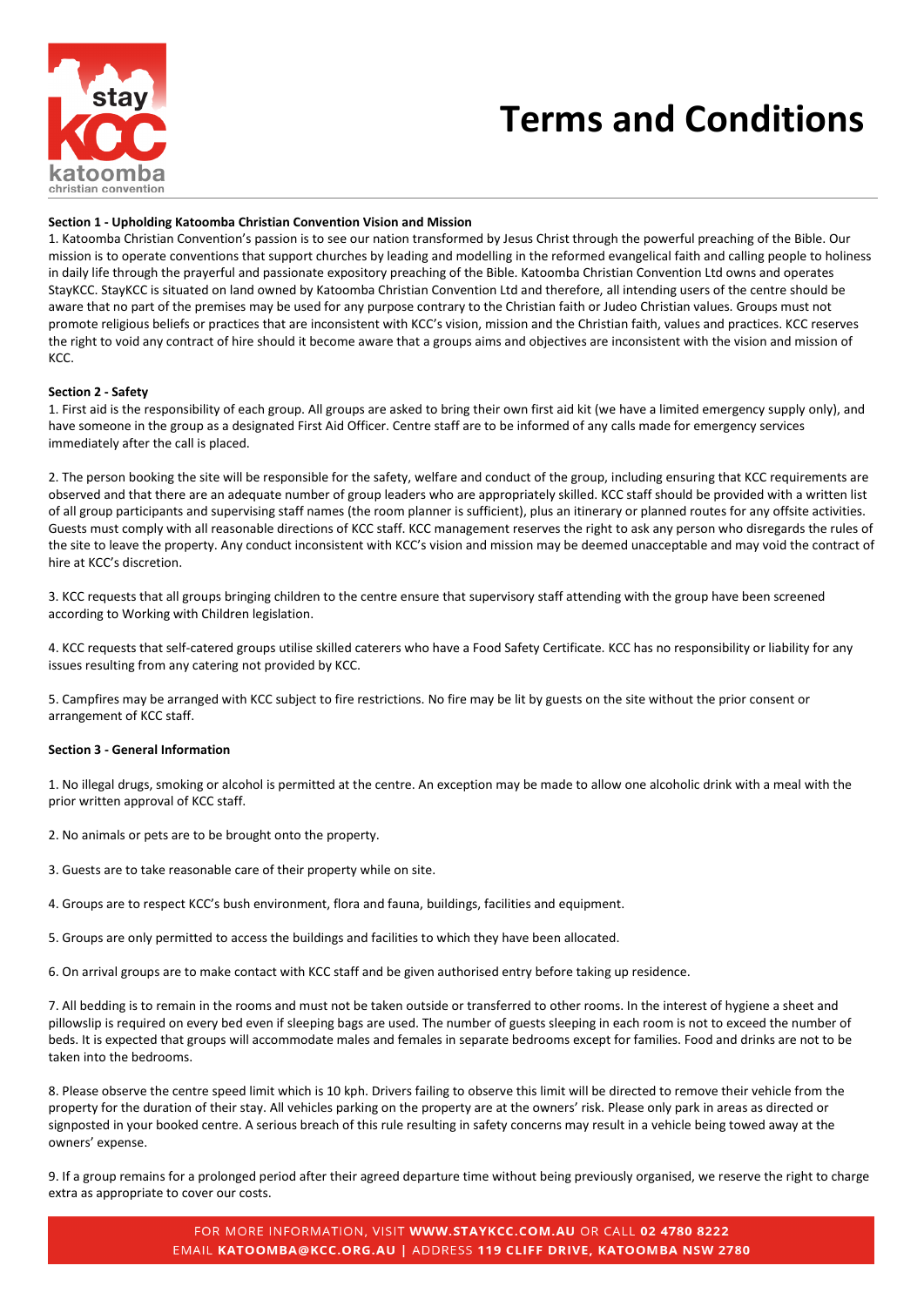# Terms and Conditions

**Section 1 - Upholding Katoomba Christian Convention Vision and Mission**

1. Katoomba Christian Convention's passion is to see our nation transformed by Jesus Christ through the powerful preaching of the Bible. Our mission is to operate conventions that support churches by leading and modelling in the reformed evangelical faith and calling people to holiness in daily life through the prayerful and passionate expository preaching of the Bible. Katoomba Christian Convention Ltd owns and operates StayKCC. StayKCC is situated on land owned by Katoomba Christian Convention Ltd and therefore, all intending users of the centre should be aware that no part of the premises may be used for any purpose contrary to the Christian faith or Judeo Christian values. Groups must not promote religious beliefs or practices that are inconsistent with KCC's vision, mission and the Christian faith, values and practices. KCC reserves the right to void any contract of hire should it become aware that a groups aims and objectives are inconsistent with the vision and mission of KCC.

**Section 2 - Safety**

1. First aid is the responsibility of each group. All groups are asked to bring their own first aid kit (we have a limited emergency supply only), and have someone in the group as a designated First Aid Officer. Centre staff are to be informed of any calls made for emergency services immediately after the call is placed.

2. The person booking the site will be responsible for the safety, welfare and conduct of the group, including ensuring that KCC requirements are observed and that there are an adequate number of group leaders who are appropriately skilled. KCC staff should be provided with a written list of all group participants and supervising staff names (the room planner is sufficient), plus an itinerary or planned routes for any offsite activities. Guests must comply with all reasonable directions of KCC staff. KCC management reserves the right to ask any person who disregards the rules of the site to leave the property. Any conduct inconsistent with KCC's vision and mission may be deemed unacceptable and may void the contract of hire at KCC's discretion.

3. KCC requests that all groups bringing children to the centre ensure that supervisory staff attending with the group have been screened according to Working with Children legislation.

4. KCC requests that self-catered groups utilise skilled caterers who have a Food Safety Certificate. KCC has no responsibility or liability for any issues resulting from any catering not provided by KCC.

5. Campfires may be arranged with KCC subject to fire restrictions. No fire may be lit by guests on the site without the prior consent or arrangement of KCC staff.

**Section 3 - General Information**

1. No illegal drugs, smoking or alcohol is permitted at the centre. An exception may be made to allow one alcoholic drink with a meal with the prior written approval of KCC staff.

2. No animals or pets are to be brought onto the property.

3. Guests are to take reasonable care of their property while on site.

4. Groups are to respect KCC's bush environment, flora and fauna, buildings, facilities and equipment.

5. Groups are only permitted to access the buildings and facilities to which they have been allocated.

6. On arrival groups are to make contact with KCC staff and be given authorised entry before taking up residence.

7. All bedding is to remain in the rooms and must not be taken outside or transferred to other rooms. In the interest of hygiene a sheet and pillowslip is required on every bed even if sleeping bags are used. The number of guests sleeping in each room is not to exceed the number of beds. It is expected that groups will accommodate males and females in separate bedrooms except for families. Food and drinks are not to be taken into the bedrooms.

8. Please observe the centre speed limit which is 10 kph. Drivers failing to observe this limit will be directed to remove their vehicle from the property for the duration of their stay. All vehicles parking on the property are at the owners' risk. Please only park in areas as directed or signposted in your booked centre. A serious breach of this rule resulting in safety concerns may result in a vehicle being towed away at the owners' expense.

9. If a group remains for a prolonged period after their agreed departure time without being previously organised, we reserve the right to charge extra as appropriate to cover our costs.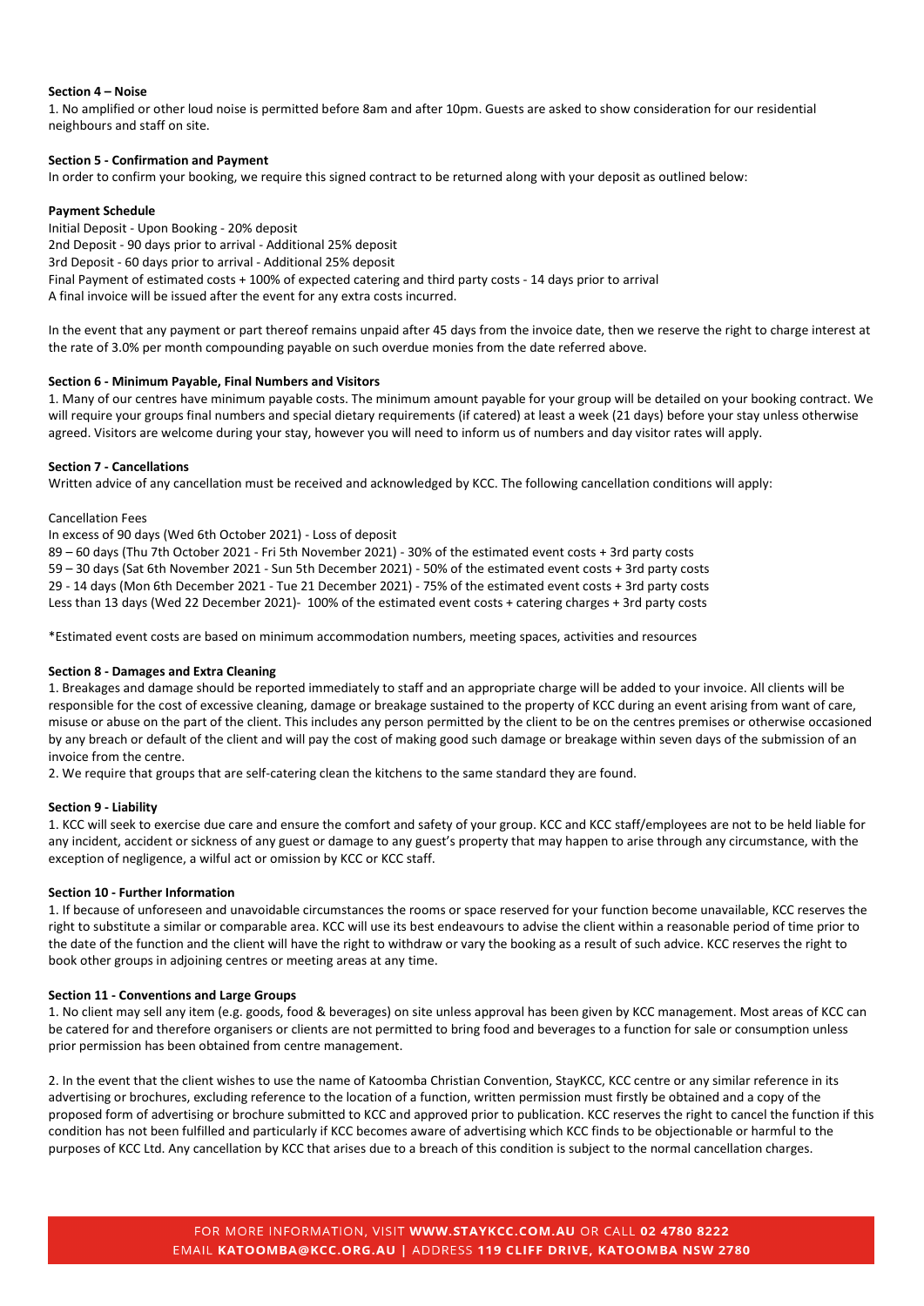**Section 4 – Noise**

1. No amplified or other loud noise is permitted before 8am and after 10pm. Guests are asked to show consideration for our residential neighbours and staff on site.

**Section 5 - Confirmation and Payment**

In order to confirm your booking, we require this signed contract to be returned along with your deposit as outlined below:

**Payment Schedule**

Initial Deposit - Upon Booking - 20% deposit
2nd Deposit - 90 days prior to arrival - Additional 25% deposit
3rd Deposit - 60 days prior to arrival - Additional 25% deposit
Final Payment of estimated costs + 100% of expected catering and third party costs - 14 days prior to arrival
A final invoice will be issued after the event for any extra costs incurred.

In the event that any payment or part thereof remains unpaid after 45 days from the invoice date, then we reserve the right to charge interest at the rate of 3.0% per month compounding payable on such overdue monies from the date referred above.

**Section 6 - Minimum Payable, Final Numbers and Visitors**

1. Many of our centres have minimum payable costs. The minimum amount payable for your group will be detailed on your booking contract. We will require your groups final numbers and special dietary requirements (if catered) at least a week (21 days) before your stay unless otherwise agreed. Visitors are welcome during your stay, however you will need to inform us of numbers and day visitor rates will apply.

**Section 7 - Cancellations**

Written advice of any cancellation must be received and acknowledged by KCC. The following cancellation conditions will apply:

Cancellation Fees

In excess of 90 days (Wed 6th October 2021) - Loss of deposit
89 – 60 days (Thu 7th October 2021 - Fri 5th November 2021) - 30% of the estimated event costs + 3rd party costs
59 – 30 days (Sat 6th November 2021 - Sun 5th December 2021) - 50% of the estimated event costs + 3rd party costs
29 - 14 days (Mon 6th December 2021 - Tue 21 December 2021) - 75% of the estimated event costs + 3rd party costs
Less than 13 days (Wed 22 December 2021)- 100% of the estimated event costs + catering charges + 3rd party costs

*Estimated event costs are based on minimum accommodation numbers, meeting spaces, activities and resources

**Section 8 - Damages and Extra Cleaning**

1. Breakages and damage should be reported immediately to staff and an appropriate charge will be added to your invoice. All clients will be responsible for the cost of excessive cleaning, damage or breakage sustained to the property of KCC during an event arising from want of care, misuse or abuse on the part of the client. This includes any person permitted by the client to be on the centres premises or otherwise occasioned by any breach or default of the client and will pay the cost of making good such damage or breakage within seven days of the submission of an invoice from the centre.
2. We require that groups that are self-catering clean the kitchens to the same standard they are found.

**Section 9 - Liability**

1. KCC will seek to exercise due care and ensure the comfort and safety of your group. KCC and KCC staff/employees are not to be held liable for any incident, accident or sickness of any guest or damage to any guest's property that may happen to arise through any circumstance, with the exception of negligence, a wilful act or omission by KCC or KCC staff.

**Section 10 - Further Information**

1. If because of unforeseen and unavoidable circumstances the rooms or space reserved for your function become unavailable, KCC reserves the right to substitute a similar or comparable area. KCC will use its best endeavours to advise the client within a reasonable period of time prior to the date of the function and the client will have the right to withdraw or vary the booking as a result of such advice. KCC reserves the right to book other groups in adjoining centres or meeting areas at any time.

**Section 11 - Conventions and Large Groups**

1. No client may sell any item (e.g. goods, food & beverages) on site unless approval has been given by KCC management. Most areas of KCC can be catered for and therefore organisers or clients are not permitted to bring food and beverages to a function for sale or consumption unless prior permission has been obtained from centre management.

2. In the event that the client wishes to use the name of Katoomba Christian Convention, StayKCC, KCC centre or any similar reference in its advertising or brochures, excluding reference to the location of a function, written permission must firstly be obtained and a copy of the proposed form of advertising or brochure submitted to KCC and approved prior to publication. KCC reserves the right to cancel the function if this condition has not been fulfilled and particularly if KCC becomes aware of advertising which KCC finds to be objectionable or harmful to the purposes of KCC Ltd. Any cancellation by KCC that arises due to a breach of this condition is subject to the normal cancellation charges.

FOR MORE INFORMATION, VISIT **WWW.STAYKCC.COM.AU** OR CALL **02 4780 8222**
EMAIL **KATOOMBA@KCC.ORG.AU** | ADDRESS **119 CLIFF DRIVE, KATOOMBA NSW 2780**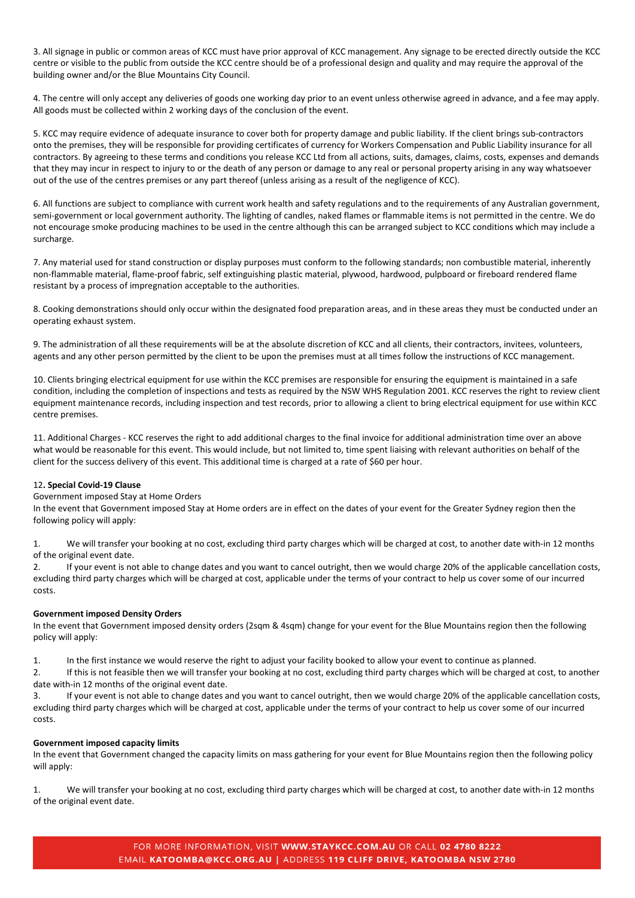3. All signage in public or common areas of KCC must have prior approval of KCC management. Any signage to be erected directly outside the KCC centre or visible to the public from outside the KCC centre should be of a professional design and quality and may require the approval of the building owner and/or the Blue Mountains City Council.

4. The centre will only accept any deliveries of goods one working day prior to an event unless otherwise agreed in advance, and a fee may apply. All goods must be collected within 2 working days of the conclusion of the event.

5. KCC may require evidence of adequate insurance to cover both for property damage and public liability. If the client brings sub-contractors onto the premises, they will be responsible for providing certificates of currency for Workers Compensation and Public Liability insurance for all contractors. By agreeing to these terms and conditions you release KCC Ltd from all actions, suits, damages, claims, costs, expenses and demands that they may incur in respect to injury to or the death of any person or damage to any real or personal property arising in any way whatsoever out of the use of the centres premises or any part thereof (unless arising as a result of the negligence of KCC).

6. All functions are subject to compliance with current work health and safety regulations and to the requirements of any Australian government, semi-government or local government authority. The lighting of candles, naked flames or flammable items is not permitted in the centre. We do not encourage smoke producing machines to be used in the centre although this can be arranged subject to KCC conditions which may include a surcharge.

7. Any material used for stand construction or display purposes must conform to the following standards; non combustible material, inherently non-flammable material, flame-proof fabric, self extinguishing plastic material, plywood, hardwood, pulpboard or fireboard rendered flame resistant by a process of impregnation acceptable to the authorities.

8. Cooking demonstrations should only occur within the designated food preparation areas, and in these areas they must be conducted under an operating exhaust system.

9. The administration of all these requirements will be at the absolute discretion of KCC and all clients, their contractors, invitees, volunteers, agents and any other person permitted by the client to be upon the premises must at all times follow the instructions of KCC management.

10. Clients bringing electrical equipment for use within the KCC premises are responsible for ensuring the equipment is maintained in a safe condition, including the completion of inspections and tests as required by the NSW WHS Regulation 2001. KCC reserves the right to review client equipment maintenance records, including inspection and test records, prior to allowing a client to bring electrical equipment for use within KCC centre premises.

11. Additional Charges - KCC reserves the right to add additional charges to the final invoice for additional administration time over an above what would be reasonable for this event. This would include, but not limited to, time spent liaising with relevant authorities on behalf of the client for the success delivery of this event. This additional time is charged at a rate of $60 per hour.

12**. Special Covid-19 Clause**

Government imposed Stay at Home Orders

In the event that Government imposed Stay at Home orders are in effect on the dates of your event for the Greater Sydney region then the following policy will apply:

1. We will transfer your booking at no cost, excluding third party charges which will be charged at cost, to another date with-in 12 months of the original event date.
2. If your event is not able to change dates and you want to cancel outright, then we would charge 20% of the applicable cancellation costs, excluding third party charges which will be charged at cost, applicable under the terms of your contract to help us cover some of our incurred costs.

**Government imposed Density Orders**

In the event that Government imposed density orders (2sqm & 4sqm) change for your event for the Blue Mountains region then the following policy will apply:

1. In the first instance we would reserve the right to adjust your facility booked to allow your event to continue as planned.
2. If this is not feasible then we will transfer your booking at no cost, excluding third party charges which will be charged at cost, to another date with-in 12 months of the original event date.
3. If your event is not able to change dates and you want to cancel outright, then we would charge 20% of the applicable cancellation costs, excluding third party charges which will be charged at cost, applicable under the terms of your contract to help us cover some of our incurred costs.

**Government imposed capacity limits**

In the event that Government changed the capacity limits on mass gathering for your event for Blue Mountains region then the following policy will apply:

1. We will transfer your booking at no cost, excluding third party charges which will be charged at cost, to another date with-in 12 months of the original event date.

FOR MORE INFORMATION, VISIT **WWW.STAYKCC.COM.AU** OR CALL **02 4780 8222**
EMAIL **KATOOMBA@KCC.ORG.AU** | ADDRESS **119 CLIFF DRIVE, KATOOMBA NSW 2780**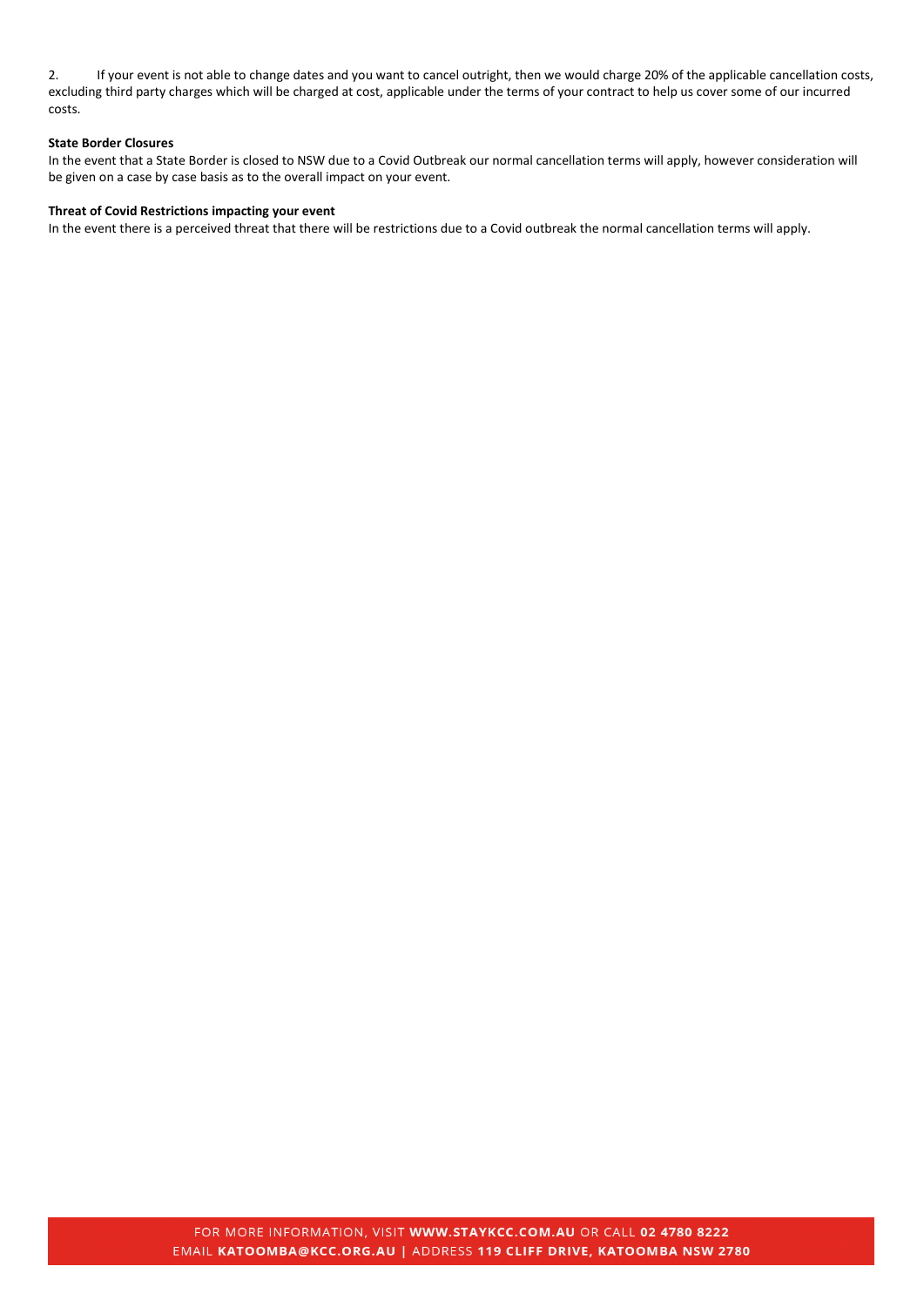2. If your event is not able to change dates and you want to cancel outright, then we would charge 20% of the applicable cancellation costs, excluding third party charges which will be charged at cost, applicable under the terms of your contract to help us cover some of our incurred costs.

**State Border Closures**

In the event that a State Border is closed to NSW due to a Covid Outbreak our normal cancellation terms will apply, however consideration will be given on a case by case basis as to the overall impact on your event.

**Threat of Covid Restrictions impacting your event**

In the event there is a perceived threat that there will be restrictions due to a Covid outbreak the normal cancellation terms will apply.

FOR MORE INFORMATION, VISIT **WWW.STAYKCC.COM.AU** OR CALL **02 4780 8222**
EMAIL **KATOOMBA@KCC.ORG.AU** | ADDRESS **119 CLIFF DRIVE, KATOOMBA NSW 2780**